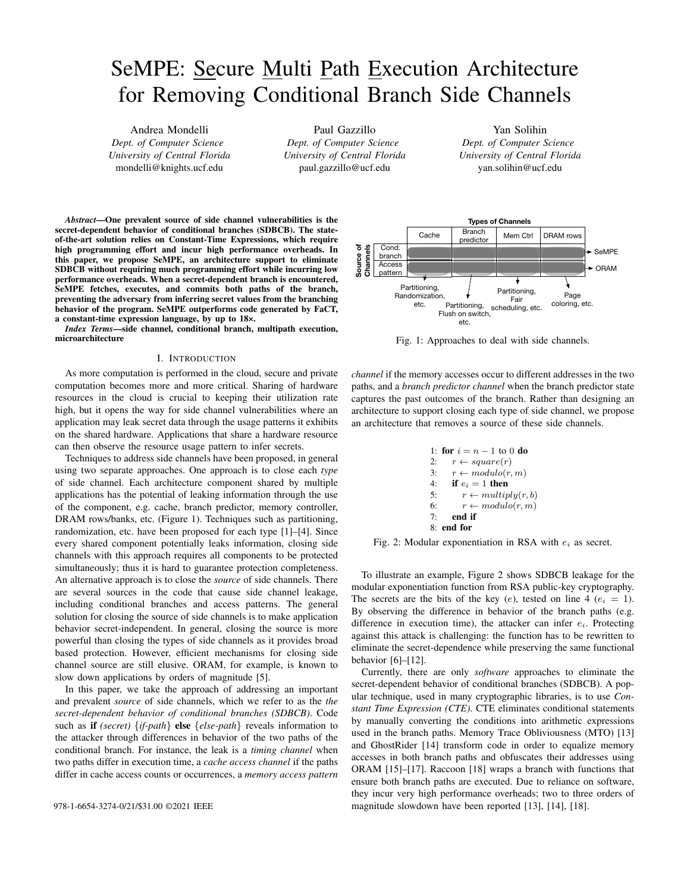# SeMPE: Secure Multi Path Execution Architecture for Removing Conditional Branch Side Channels

Andrea Mondelli
*Dept. of Computer Science*
*University of Central Florida*
mondelli@knights.ucf.edu

Paul Gazzillo
*Dept. of Computer Science*
*University of Central Florida*
paul.gazzillo@ucf.edu

Yan Solihin
*Dept. of Computer Science*
*University of Central Florida*
yan.solihin@ucf.edu

***Abstract*—One prevalent source of side channel vulnerabilities is the secret-dependent behavior of conditional branches (SDBCB). The state-of-the-art solution relies on Constant-Time Expressions, which require high programming effort and incur high performance overheads. In this paper, we propose SeMPE, an architecture support to eliminate SDBCB without requiring much programming effort while incurring low performance overheads. When a secret-dependent branch is encountered, SeMPE fetches, executes, and commits both paths of the branch, preventing the adversary from inferring secret values from the branching behavior of the program. SeMPE outperforms code generated by FaCT, a constant-time expression language, by up to 18×.**

***Index Terms*—side channel, conditional branch, multipath execution, microarchitecture**

## I. Introduction

As more computation is performed in the cloud, secure and private computation becomes more and more critical. Sharing of hardware resources in the cloud is crucial to keeping their utilization rate high, but it opens the way for side channel vulnerabilities where an application may leak secret data through the usage patterns it exhibits on the shared hardware. Applications that share a hardware resource can then observe the resource usage pattern to infer secrets.

Techniques to address side channels have been proposed, in general using two separate approaches. One approach is to close each *type* of side channel. Each architecture component shared by multiple applications has the potential of leaking information through the use of the component, e.g. cache, branch predictor, memory controller, DRAM rows/banks, etc. (Figure 1). Techniques such as partitioning, randomization, etc. have been proposed for each type [1]–[4]. Since every shared component potentially leaks information, closing side channels with this approach requires all components to be protected simultaneously; thus it is hard to guarantee protection completeness. An alternative approach is to close the *source* of side channels. There are several sources in the code that cause side channel leakage, including conditional branches and access patterns. The general solution for closing the source of side channels is to make application behavior secret-independent. In general, closing the source is more powerful than closing the types of side channels as it provides broad based protection. However, efficient mechanisms for closing side channel source are still elusive. ORAM, for example, is known to slow down applications by orders of magnitude [5].

In this paper, we take the approach of addressing an important and prevalent *source* of side channels, which we refer to as the *the secret-dependent behavior of conditional branches (SDBCB)*. Code such as **if** *(secret)* {*if-path*} **else** {*else-path*} reveals information to the attacker through differences in behavior of the two paths of the conditional branch. For instance, the leak is a *timing channel* when two paths differ in execution time, a *cache access channel* if the paths differ in cache access counts or occurrences, a *memory access pattern channel* if the memory accesses occur to different addresses in the two paths, and a *branch predictor channel* when the branch predictor state captures the past outcomes of the branch. Rather than designing an architecture to support closing each type of side channel, we propose an architecture that removes a source of these side channels.

| Source of Channels | Cache | Branch predictor | Mem Ctrl | DRAM rows | |
|---|---|---|---|---|---|
| Cond. branch | | | | | → SeMPE |
| Access pattern | | | | | → ORAM |
| | Partitioning, Randomization, etc. | Partitioning, Flush on switch, etc. | Partitioning, Fair scheduling, etc. | Page coloring, etc. | |

Fig. 1: Approaches to deal with side channels.

```
1: for i = n − 1 to 0 do
2:     r ← square(r)
3:     r ← modulo(r, m)
4:     if e_i = 1 then
5:         r ← multiply(r, b)
6:         r ← modulo(r, m)
7:     end if
8: end for
```

Fig. 2: Modular exponentiation in RSA with $e_i$ as secret.

To illustrate an example, Figure 2 shows SDBCB leakage for the modular exponentiation function from RSA public-key cryptography. The secrets are the bits of the key ($e$), tested on line 4 ($e_i = 1$). By observing the difference in behavior of the branch paths (e.g. difference in execution time), the attacker can infer $e_i$. Protecting against this attack is challenging: the function has to be rewritten to eliminate the secret-dependence while preserving the same functional behavior [6]–[12].

Currently, there are only *software* approaches to eliminate the secret-dependent behavior of conditional branches (SDBCB). A popular technique, used in many cryptographic libraries, is to use *Constant Time Expression (CTE)*. CTE eliminates conditional statements by manually converting the conditions into arithmetic expressions used in the branch paths. Memory Trace Obliviousness (MTO) [13] and GhostRider [14] transform code in order to equalize memory accesses in both branch paths and obfuscates their addresses using ORAM [15]–[17]. Raccoon [18] wraps a branch with functions that ensure both branch paths are executed. Due to reliance on software, they incur very high performance overheads; two to three orders of magnitude slowdown have been reported [13], [14], [18].

978-1-6654-3274-0/21/$31.00 ©2021 IEEE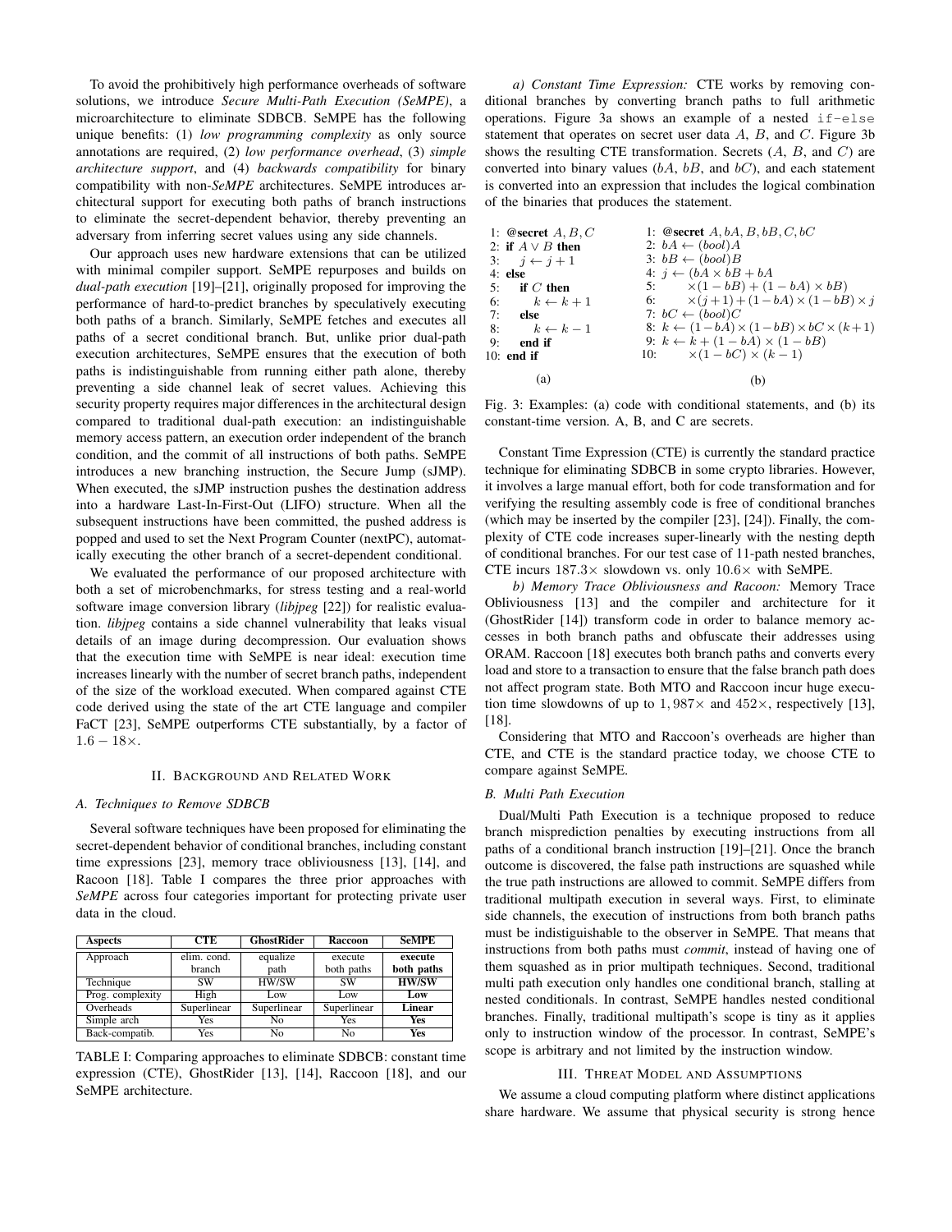To avoid the prohibitively high performance overheads of software solutions, we introduce *Secure Multi-Path Execution (SeMPE)*, a microarchitecture to eliminate SDBCB. SeMPE has the following unique benefits: (1) *low programming complexity* as only source annotations are required, (2) *low performance overhead*, (3) *simple architecture support*, and (4) *backwards compatibility* for binary compatibility with non-*SeMPE* architectures. SeMPE introduces architectural support for executing both paths of branch instructions to eliminate the secret-dependent behavior, thereby preventing an adversary from inferring secret values using any side channels.

Our approach uses new hardware extensions that can be utilized with minimal compiler support. SeMPE repurposes and builds on *dual-path execution* [19]–[21], originally proposed for improving the performance of hard-to-predict branches by speculatively executing both paths of a branch. Similarly, SeMPE fetches and executes all paths of a secret conditional branch. But, unlike prior dual-path execution architectures, SeMPE ensures that the execution of both paths is indistinguishable from running either path alone, thereby preventing a side channel leak of secret values. Achieving this security property requires major differences in the architectural design compared to traditional dual-path execution: an indistinguishable memory access pattern, an execution order independent of the branch condition, and the commit of all instructions of both paths. SeMPE introduces a new branching instruction, the Secure Jump (sJMP). When executed, the sJMP instruction pushes the destination address into a hardware Last-In-First-Out (LIFO) structure. When all the subsequent instructions have been committed, the pushed address is popped and used to set the Next Program Counter (nextPC), automatically executing the other branch of a secret-dependent conditional.

We evaluated the performance of our proposed architecture with both a set of microbenchmarks, for stress testing and a real-world software image conversion library (*libjpeg* [22]) for realistic evaluation. *libjpeg* contains a side channel vulnerability that leaks visual details of an image during decompression. Our evaluation shows that the execution time with SeMPE is near ideal: execution time increases linearly with the number of secret branch paths, independent of the size of the workload executed. When compared against CTE code derived using the state of the art CTE language and compiler FaCT [23], SeMPE outperforms CTE substantially, by a factor of $1.6 - 18\times$.

## II. Background and Related Work

### A. Techniques to Remove SDBCB

Several software techniques have been proposed for eliminating the secret-dependent behavior of conditional branches, including constant time expressions [23], memory trace obliviousness [13], [14], and Racoon [18]. Table I compares the three prior approaches with *SeMPE* across four categories important for protecting private user data in the cloud.

| Aspects | CTE | GhostRider | Raccoon | SeMPE |
|---|---|---|---|---|
| Approach | elim. cond. branch | equalize path | execute both paths | **execute both paths** |
| Technique | SW | HW/SW | SW | **HW/SW** |
| Prog. complexity | High | Low | Low | **Low** |
| Overheads | Superlinear | Superlinear | Superlinear | **Linear** |
| Simple arch | Yes | No | Yes | **Yes** |
| Back-compatib. | Yes | No | No | **Yes** |

TABLE I: Comparing approaches to eliminate SDBCB: constant time expression (CTE), GhostRider [13], [14], Raccoon [18], and our SeMPE architecture.

*a) Constant Time Expression:* CTE works by removing conditional branches by converting branch paths to full arithmetic operations. Figure 3a shows an example of a nested `if-else` statement that operates on secret user data $A$, $B$, and $C$. Figure 3b shows the resulting CTE transformation. Secrets ($A$, $B$, and $C$) are converted into binary values ($bA$, $bB$, and $bC$), and each statement is converted into an expression that includes the logical combination of the binaries that produces the statement.

(a)
```
1: @secret A, B, C
2: if A ∨ B then
3:    j ← j + 1
4: else
5:    if C then
6:       k ← k + 1
7:    else
8:       k ← k − 1
9:    end if
10: end if
```

(b)
```
1: @secret A, bA, B, bB, C, bC
2: bA ← (bool)A
3: bB ← (bool)B
4: j ← (bA × bB + bA
5:       ×(1 − bB) + (1 − bA) × bB)
6:       ×(j+1) + (1 − bA) × (1 − bB) × j
7: bC ← (bool)C
8: k ← (1 − bA) × (1 − bB) × bC × (k+1)
9: k ← k + (1 − bA) × (1 − bB)
10:      ×(1 − bC) × (k − 1)
```

Fig. 3: Examples: (a) code with conditional statements, and (b) its constant-time version. A, B, and C are secrets.

Constant Time Expression (CTE) is currently the standard practice technique for eliminating SDBCB in some crypto libraries. However, it involves a large manual effort, both for code transformation and for verifying the resulting assembly code is free of conditional branches (which may be inserted by the compiler [23], [24]). Finally, the complexity of CTE code increases super-linearly with the nesting depth of conditional branches. For our test case of 11-path nested branches, CTE incurs $187.3\times$ slowdown vs. only $10.6\times$ with SeMPE.

*b) Memory Trace Obliviousness and Racoon:* Memory Trace Obliviousness [13] and the compiler and architecture for it (GhostRider [14]) transform code in order to balance memory accesses in both branch paths and obfuscate their addresses using ORAM. Raccoon [18] executes both branch paths and converts every load and store to a transaction to ensure that the false branch path does not affect program state. Both MTO and Raccoon incur huge execution time slowdowns of up to $1,987\times$ and $452\times$, respectively [13], [18].

Considering that MTO and Raccoon's overheads are higher than CTE, and CTE is the standard practice today, we choose CTE to compare against SeMPE.

### B. Multi Path Execution

Dual/Multi Path Execution is a technique proposed to reduce branch misprediction penalties by executing instructions from all paths of a conditional branch instruction [19]–[21]. Once the branch outcome is discovered, the false path instructions are squashed while the true path instructions are allowed to commit. SeMPE differs from traditional multipath execution in several ways. First, to eliminate side channels, the execution of instructions from both branch paths must be indistiguishable to the observer in SeMPE. That means that instructions from both paths must *commit*, instead of having one of them squashed as in prior multipath techniques. Second, traditional multi path execution only handles one conditional branch, stalling at nested conditionals. In contrast, SeMPE handles nested conditional branches. Finally, traditional multipath's scope is tiny as it applies only to instruction window of the processor. In contrast, SeMPE's scope is arbitrary and not limited by the instruction window.

## III. Threat Model and Assumptions

We assume a cloud computing platform where distinct applications share hardware. We assume that physical security is strong hence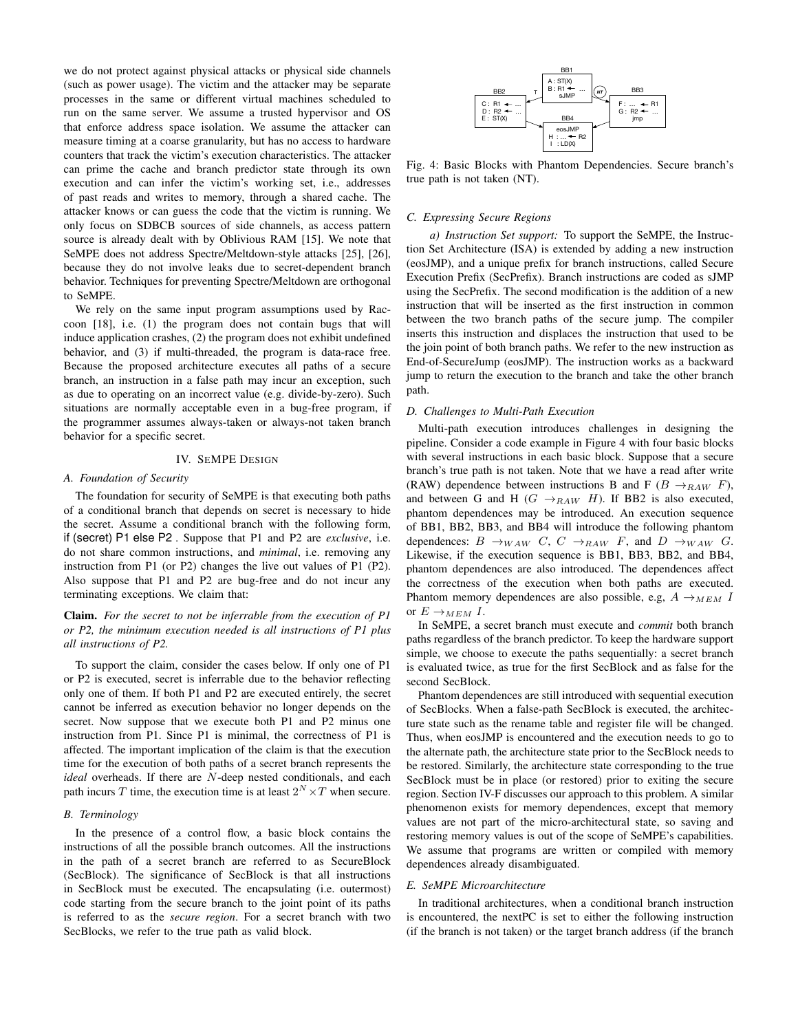we do not protect against physical attacks or physical side channels (such as power usage). The victim and the attacker may be separate processes in the same or different virtual machines scheduled to run on the same server. We assume a trusted hypervisor and OS that enforce address space isolation. We assume the attacker can measure timing at a coarse granularity, but has no access to hardware counters that track the victim's execution characteristics. The attacker can prime the cache and branch predictor state through its own execution and can infer the victim's working set, i.e., addresses of past reads and writes to memory, through a shared cache. The attacker knows or can guess the code that the victim is running. We only focus on SDBCB sources of side channels, as access pattern source is already dealt with by Oblivious RAM [15]. We note that SeMPE does not address Spectre/Meltdown-style attacks [25], [26], because they do not involve leaks due to secret-dependent branch behavior. Techniques for preventing Spectre/Meltdown are orthogonal to SeMPE.

We rely on the same input program assumptions used by Raccoon [18], i.e. (1) the program does not contain bugs that will induce application crashes, (2) the program does not exhibit undefined behavior, and (3) if multi-threaded, the program is data-race free. Because the proposed architecture executes all paths of a secure branch, an instruction in a false path may incur an exception, such as due to operating on an incorrect value (e.g. divide-by-zero). Such situations are normally acceptable even in a bug-free program, if the programmer assumes always-taken or always-not taken branch behavior for a specific secret.

## IV. SeMPE Design

### A. Foundation of Security

The foundation for security of SeMPE is that executing both paths of a conditional branch that depends on secret is necessary to hide the secret. Assume a conditional branch with the following form, if (secret) P1 else P2 . Suppose that P1 and P2 are *exclusive*, i.e. do not share common instructions, and *minimal*, i.e. removing any instruction from P1 (or P2) changes the live out values of P1 (P2). Also suppose that P1 and P2 are bug-free and do not incur any terminating exceptions. We claim that:

**Claim.** *For the secret to not be inferrable from the execution of P1 or P2, the minimum execution needed is all instructions of P1 plus all instructions of P2.*

To support the claim, consider the cases below. If only one of P1 or P2 is executed, secret is inferrable due to the behavior reflecting only one of them. If both P1 and P2 are executed entirely, the secret cannot be inferred as execution behavior no longer depends on the secret. Now suppose that we execute both P1 and P2 minus one instruction from P1. Since P1 is minimal, the correctness of P1 is affected. The important implication of the claim is that the execution time for the execution of both paths of a secret branch represents the *ideal* overheads. If there are $N$-deep nested conditionals, and each path incurs $T$ time, the execution time is at least $2^N \times T$ when secure.

### B. Terminology

In the presence of a control flow, a basic block contains the instructions of all the possible branch outcomes. All the instructions in the path of a secret branch are referred to as SecureBlock (SecBlock). The significance of SecBlock is that all instructions in SecBlock must be executed. The encapsulating (i.e. outermost) code starting from the secure branch to the joint point of its paths is referred to as the *secure region*. For a secret branch with two SecBlocks, we refer to the true path as valid block.

Fig. 4: Basic Blocks with Phantom Dependencies. Secure branch's true path is not taken (NT).

### C. Expressing Secure Regions

*a) Instruction Set support:* To support the SeMPE, the Instruction Set Architecture (ISA) is extended by adding a new instruction (eosJMP), and a unique prefix for branch instructions, called Secure Execution Prefix (SecPrefix). Branch instructions are coded as sJMP using the SecPrefix. The second modification is the addition of a new instruction that will be inserted as the first instruction in common between the two branch paths of the secure jump. The compiler inserts this instruction and displaces the instruction that used to be the join point of both branch paths. We refer to the new instruction as End-of-SecureJump (eosJMP). The instruction works as a backward jump to return the execution to the branch and take the other branch path.

### D. Challenges to Multi-Path Execution

Multi-path execution introduces challenges in designing the pipeline. Consider a code example in Figure 4 with four basic blocks with several instructions in each basic block. Suppose that a secure branch's true path is not taken. Note that we have a read after write (RAW) dependence between instructions B and F ($B \rightarrow_{RAW} F$), and between G and H ($G \rightarrow_{RAW} H$). If BB2 is also executed, phantom dependences may be introduced. An execution sequence of BB1, BB2, BB3, and BB4 will introduce the following phantom dependences: $B \rightarrow_{WAW} C$, $C \rightarrow_{RAW} F$, and $D \rightarrow_{WAW} G$. Likewise, if the execution sequence is BB1, BB3, BB2, and BB4, phantom dependences are also introduced. The dependences affect the correctness of the execution when both paths are executed. Phantom memory dependences are also possible, e.g, $A \rightarrow_{MEM} I$ or $E \rightarrow_{MEM} I$.

In SeMPE, a secret branch must execute and *commit* both branch paths regardless of the branch predictor. To keep the hardware support simple, we choose to execute the paths sequentially: a secret branch is evaluated twice, as true for the first SecBlock and as false for the second SecBlock.

Phantom dependences are still introduced with sequential execution of SecBlocks. When a false-path SecBlock is executed, the architecture state such as the rename table and register file will be changed. Thus, when eosJMP is encountered and the execution needs to go to the alternate path, the architecture state prior to the SecBlock needs to be restored. Similarly, the architecture state corresponding to the true SecBlock must be in place (or restored) prior to exiting the secure region. Section IV-F discusses our approach to this problem. A similar phenomenon exists for memory dependences, except that memory values are not part of the micro-architectural state, so saving and restoring memory values is out of the scope of SeMPE's capabilities. We assume that programs are written or compiled with memory dependences already disambiguated.

### E. SeMPE Microarchitecture

In traditional architectures, when a conditional branch instruction is encountered, the nextPC is set to either the following instruction (if the branch is not taken) or the target branch address (if the branch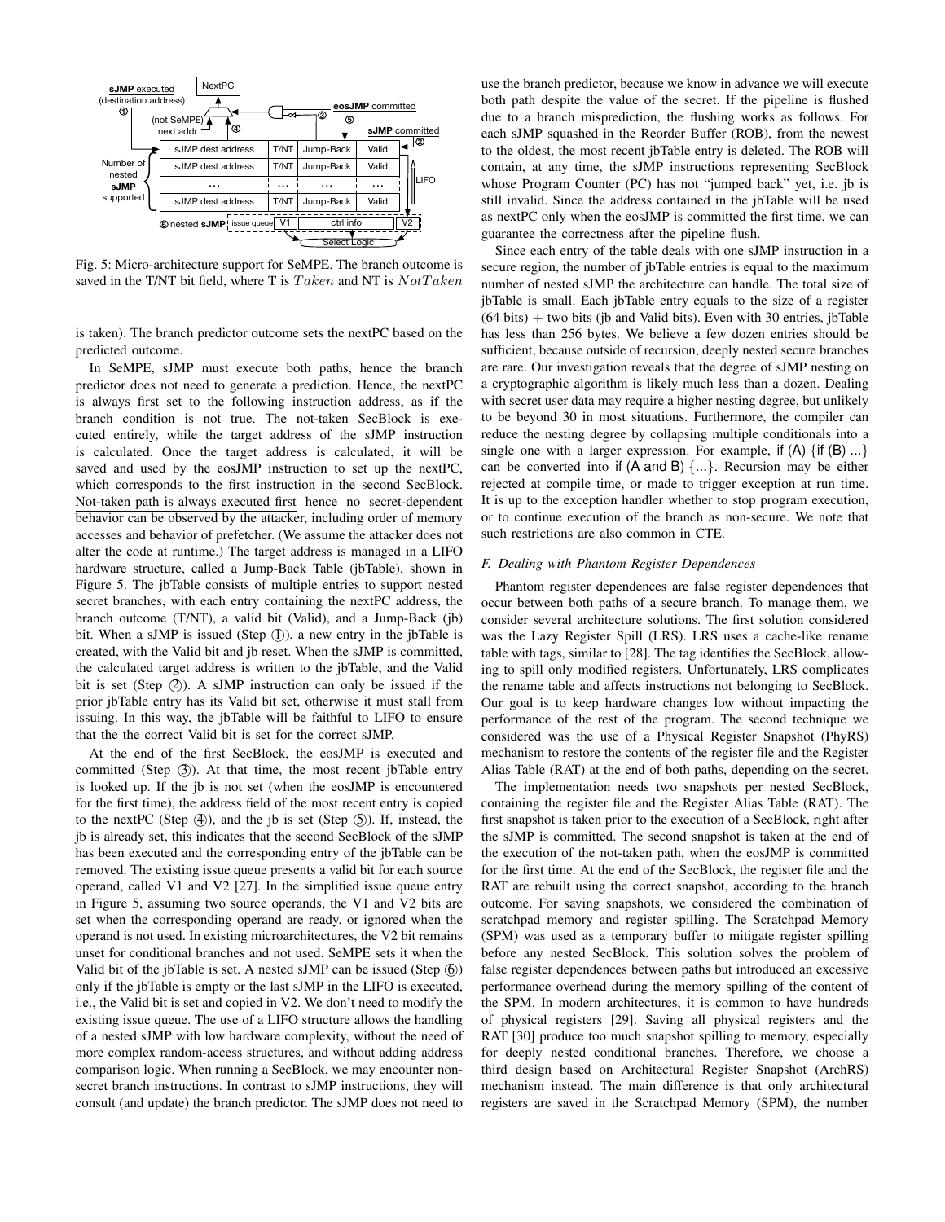Fig. 5: Micro-architecture support for SeMPE. The branch outcome is saved in the T/NT bit field, where T is $Taken$ and NT is $NotTaken$

is taken). The branch predictor outcome sets the nextPC based on the predicted outcome.

In SeMPE, sJMP must execute both paths, hence the branch predictor does not need to generate a prediction. Hence, the nextPC is always first set to the following instruction address, as if the branch condition is not true. The not-taken SecBlock is executed entirely, while the target address of the sJMP instruction is calculated. Once the target address is calculated, it will be saved and used by the eosJMP instruction to set up the nextPC, which corresponds to the first instruction in the second SecBlock. Not-taken path is always executed first hence no secret-dependent behavior can be observed by the attacker, including order of memory accesses and behavior of prefetcher. (We assume the attacker does not alter the code at runtime.) The target address is managed in a LIFO hardware structure, called a Jump-Back Table (jbTable), shown in Figure 5. The jbTable consists of multiple entries to support nested secret branches, with each entry containing the nextPC address, the branch outcome (T/NT), a valid bit (Valid), and a Jump-Back (jb) bit. When a sJMP is issued (Step ①), a new entry in the jbTable is created, with the Valid bit and jb reset. When the sJMP is committed, the calculated target address is written to the jbTable, and the Valid bit is set (Step ②). A sJMP instruction can only be issued if the prior jbTable entry has its Valid bit set, otherwise it must stall from issuing. In this way, the jbTable will be faithful to LIFO to ensure that the the correct Valid bit is set for the correct sJMP.

At the end of the first SecBlock, the eosJMP is executed and committed (Step ③). At that time, the most recent jbTable entry is looked up. If the jb is not set (when the eosJMP is encountered for the first time), the address field of the most recent entry is copied to the nextPC (Step ④), and the jb is set (Step ⑤). If, instead, the jb is already set, this indicates that the second SecBlock of the sJMP has been executed and the corresponding entry of the jbTable can be removed. The existing issue queue presents a valid bit for each source operand, called V1 and V2 [27]. In the simplified issue queue entry in Figure 5, assuming two source operands, the V1 and V2 bits are set when the corresponding operand are ready, or ignored when the operand is not used. In existing microarchitectures, the V2 bit remains unset for conditional branches and not used. SeMPE sets it when the Valid bit of the jbTable is set. A nested sJMP can be issued (Step ⑥) only if the jbTable is empty or the last sJMP in the LIFO is executed, i.e., the Valid bit is set and copied in V2. We don't need to modify the existing issue queue. The use of a LIFO structure allows the handling of a nested sJMP with low hardware complexity, without the need of more complex random-access structures, and without adding address comparison logic. When running a SecBlock, we may encounter non-secret branch instructions. In contrast to sJMP instructions, they will consult (and update) the branch predictor. The sJMP does not need to use the branch predictor, because we know in advance we will execute both path despite the value of the secret. If the pipeline is flushed due to a branch misprediction, the flushing works as follows. For each sJMP squashed in the Reorder Buffer (ROB), from the newest to the oldest, the most recent jbTable entry is deleted. The ROB will contain, at any time, the sJMP instructions representing SecBlock whose Program Counter (PC) has not "jumped back" yet, i.e. jb is still invalid. Since the address contained in the jbTable will be used as nextPC only when the eosJMP is committed the first time, we can guarantee the correctness after the pipeline flush.

Since each entry of the table deals with one sJMP instruction in a secure region, the number of jbTable entries is equal to the maximum number of nested sJMP the architecture can handle. The total size of jbTable is small. Each jbTable entry equals to the size of a register (64 bits) + two bits (jb and Valid bits). Even with 30 entries, jbTable has less than 256 bytes. We believe a few dozen entries should be sufficient, because outside of recursion, deeply nested secure branches are rare. Our investigation reveals that the degree of sJMP nesting on a cryptographic algorithm is likely much less than a dozen. Dealing with secret user data may require a higher nesting degree, but unlikely to be beyond 30 in most situations. Furthermore, the compiler can reduce the nesting degree by collapsing multiple conditionals into a single one with a larger expression. For example, if (A) {if (B) ...} can be converted into if (A and B) {...}. Recursion may be either rejected at compile time, or made to trigger exception at run time. It is up to the exception handler whether to stop program execution, or to continue execution of the branch as non-secure. We note that such restrictions are also common in CTE.

### F. Dealing with Phantom Register Dependences

Phantom register dependences are false register dependences that occur between both paths of a secure branch. To manage them, we consider several architecture solutions. The first solution considered was the Lazy Register Spill (LRS). LRS uses a cache-like rename table with tags, similar to [28]. The tag identifies the SecBlock, allowing to spill only modified registers. Unfortunately, LRS complicates the rename table and affects instructions not belonging to SecBlock. Our goal is to keep hardware changes low without impacting the performance of the rest of the program. The second technique we considered was the use of a Physical Register Snapshot (PhyRS) mechanism to restore the contents of the register file and the Register Alias Table (RAT) at the end of both paths, depending on the secret.

The implementation needs two snapshots per nested SecBlock, containing the register file and the Register Alias Table (RAT). The first snapshot is taken prior to the execution of a SecBlock, right after the sJMP is committed. The second snapshot is taken at the end of the execution of the not-taken path, when the eosJMP is committed for the first time. At the end of the SecBlock, the register file and the RAT are rebuilt using the correct snapshot, according to the branch outcome. For saving snapshots, we considered the combination of scratchpad memory and register spilling. The Scratchpad Memory (SPM) was used as a temporary buffer to mitigate register spilling before any nested SecBlock. This solution solves the problem of false register dependences between paths but introduced an excessive performance overhead during the memory spilling of the content of the SPM. In modern architectures, it is common to have hundreds of physical registers [29]. Saving all physical registers and the RAT [30] produce too much snapshot spilling to memory, especially for deeply nested conditional branches. Therefore, we choose a third design based on Architectural Register Snapshot (ArchRS) mechanism instead. The main difference is that only architectural registers are saved in the Scratchpad Memory (SPM), the number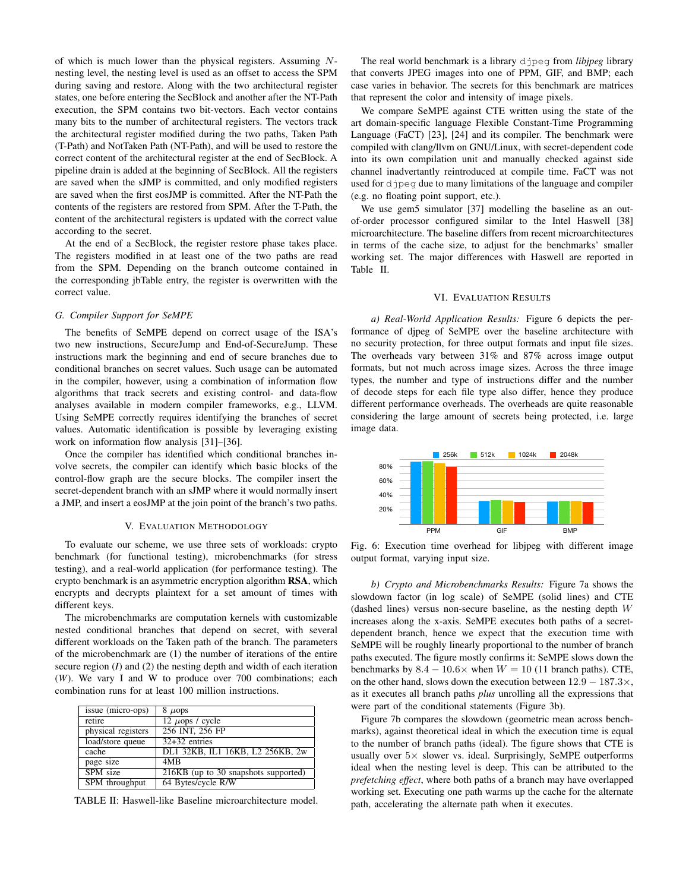of which is much lower than the physical registers. Assuming $N$-nesting level, the nesting level is used as an offset to access the SPM during saving and restore. Along with the two architectural register states, one before entering the SecBlock and another after the NT-Path execution, the SPM contains two bit-vectors. Each vector contains many bits to the number of architectural registers. The vectors track the architectural register modified during the two paths, Taken Path (T-Path) and NotTaken Path (NT-Path), and will be used to restore the correct content of the architectural register at the end of SecBlock. A pipeline drain is added at the beginning of SecBlock. All the registers are saved when the sJMP is committed, and only modified registers are saved when the first eosJMP is committed. After the NT-Path the contents of the registers are restored from SPM. After the T-Path, the content of the architectural registers is updated with the correct value according to the secret.

At the end of a SecBlock, the register restore phase takes place. The registers modified in at least one of the two paths are read from the SPM. Depending on the branch outcome contained in the corresponding jbTable entry, the register is overwritten with the correct value.

### G. Compiler Support for SeMPE

The benefits of SeMPE depend on correct usage of the ISA's two new instructions, SecureJump and End-of-SecureJump. These instructions mark the beginning and end of secure branches due to conditional branches on secret values. Such usage can be automated in the compiler, however, using a combination of information flow algorithms that track secrets and existing control- and data-flow analyses available in modern compiler frameworks, e.g., LLVM. Using SeMPE correctly requires identifying the branches of secret values. Automatic identification is possible by leveraging existing work on information flow analysis [31]–[36].

Once the compiler has identified which conditional branches involve secrets, the compiler can identify which basic blocks of the control-flow graph are the secure blocks. The compiler insert the secret-dependent branch with an sJMP where it would normally insert a JMP, and insert a eosJMP at the join point of the branch's two paths.

## V. Evaluation Methodology

To evaluate our scheme, we use three sets of workloads: crypto benchmark (for functional testing), microbenchmarks (for stress testing), and a real-world application (for performance testing). The crypto benchmark is an asymmetric encryption algorithm **RSA**, which encrypts and decrypts plaintext for a set amount of times with different keys.

The microbenchmarks are computation kernels with customizable nested conditional branches that depend on secret, with several different workloads on the Taken path of the branch. The parameters of the microbenchmark are (1) the number of iterations of the entire secure region (*I*) and (2) the nesting depth and width of each iteration (*W*). We vary I and W to produce over 700 combinations; each combination runs for at least 100 million instructions.

| issue (micro-ops) | 8 $\mu$ops |
|---|---|
| retire | 12 $\mu$ops / cycle |
| physical registers | 256 INT, 256 FP |
| load/store queue | 32+32 entries |
| cache | DL1 32KB, IL1 16KB, L2 256KB, 2w |
| page size | 4MB |
| SPM size | 216KB (up to 30 snapshots supported) |
| SPM throughput | 64 Bytes/cycle R/W |

TABLE II: Haswell-like Baseline microarchitecture model.

The real world benchmark is a library djpeg from *libjpeg* library that converts JPEG images into one of PPM, GIF, and BMP; each case varies in behavior. The secrets for this benchmark are matrices that represent the color and intensity of image pixels.

We compare SeMPE against CTE written using the state of the art domain-specific language Flexible Constant-Time Programming Language (FaCT) [23], [24] and its compiler. The benchmark were compiled with clang/llvm on GNU/Linux, with secret-dependent code into its own compilation unit and manually checked against side channel inadvertantly reintroduced at compile time. FaCT was not used for djpeg due to many limitations of the language and compiler (e.g. no floating point support, etc.).

We use gem5 simulator [37] modelling the baseline as an out-of-order processor configured similar to the Intel Haswell [38] microarchitecture. The baseline differs from recent microarchitectures in terms of the cache size, to adjust for the benchmarks' smaller working set. The major differences with Haswell are reported in Table II.

## VI. Evaluation Results

*a) Real-World Application Results:* Figure 6 depicts the performance of djpeg of SeMPE over the baseline architecture with no security protection, for three output formats and input file sizes. The overheads vary between 31% and 87% across image output formats, but not much across image sizes. Across the three image types, the number and type of instructions differ and the number of decode steps for each file type also differ, hence they produce different performance overheads. The overheads are quite reasonable considering the large amount of secrets being protected, i.e. large image data.

Fig. 6: Execution time overhead for libjpeg with different image output format, varying input size.

*b) Crypto and Microbenchmarks Results:* Figure 7a shows the slowdown factor (in log scale) of SeMPE (solid lines) and CTE (dashed lines) versus non-secure baseline, as the nesting depth $W$ increases along the x-axis. SeMPE executes both paths of a secret-dependent branch, hence we expect that the execution time with SeMPE will be roughly linearly proportional to the number of branch paths executed. The figure mostly confirms it: SeMPE slows down the benchmarks by $8.4 - 10.6\times$ when $W = 10$ (11 branch paths). CTE, on the other hand, slows down the execution between $12.9 - 187.3\times$, as it executes all branch paths *plus* unrolling all the expressions that were part of the conditional statements (Figure 3b).

Figure 7b compares the slowdown (geometric mean across benchmarks), against theoretical ideal in which the execution time is equal to the number of branch paths (ideal). The figure shows that CTE is usually over $5\times$ slower vs. ideal. Surprisingly, SeMPE outperforms ideal when the nesting level is deep. This can be attributed to the *prefetching effect*, where both paths of a branch may have overlapped working set. Executing one path warms up the cache for the alternate path, accelerating the alternate path when it executes.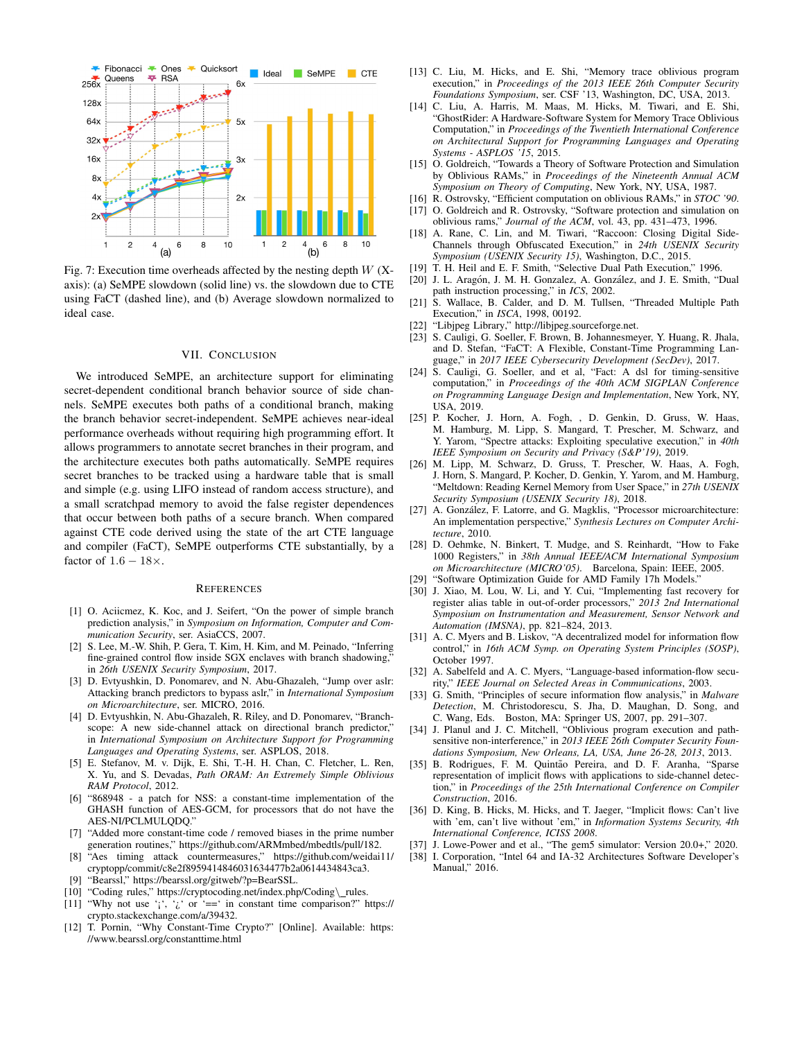Fibonacci Ones Quicksort Queens RSA

256x 128x 64x 32x 16x 8x 4x 2x

1 2 4 6 8 10

(a)

Ideal SeMPE CTE

6x 5x 3x 2x

1 2 4 6 8 10

(b)

Fig. 7: Execution time overheads affected by the nesting depth $W$ (X-axis): (a) SeMPE slowdown (solid line) vs. the slowdown due to CTE using FaCT (dashed line), and (b) Average slowdown normalized to ideal case.

## VII. Conclusion

We introduced SeMPE, an architecture support for eliminating secret-dependent conditional branch behavior source of side channels. SeMPE executes both paths of a conditional branch, making the branch behavior secret-independent. SeMPE achieves near-ideal performance overheads without requiring high programming effort. It allows programmers to annotate secret branches in their program, and the architecture executes both paths automatically. SeMPE requires secret branches to be tracked using a hardware table that is small and simple (e.g. using LIFO instead of random access structure), and a small scratchpad memory to avoid the false register dependences that occur between both paths of a secure branch. When compared against CTE code derived using the state of the art CTE language and compiler (FaCT), SeMPE outperforms CTE substantially, by a factor of $1.6 - 18\times$.

## References

[1] O. Aciicmez, K. Koc, and J. Seifert, "On the power of simple branch prediction analysis," in *Symposium on Information, Computer and Communication Security*, ser. AsiaCCS, 2007.

[2] S. Lee, M.-W. Shih, P. Gera, T. Kim, H. Kim, and M. Peinado, "Inferring fine-grained control flow inside SGX enclaves with branch shadowing," in *26th USENIX Security Symposium*, 2017.

[3] D. Evtyushkin, D. Ponomarev, and N. Abu-Ghazaleh, "Jump over aslr: Attacking branch predictors to bypass aslr," in *International Symposium on Microarchitecture*, ser. MICRO, 2016.

[4] D. Evtyushkin, N. Abu-Ghazaleh, R. Riley, and D. Ponomarev, "Branchscope: A new side-channel attack on directional branch predictor," in *International Symposium on Architecture Support for Programming Languages and Operating Systems*, ser. ASPLOS, 2018.

[5] E. Stefanov, M. v. Dijk, E. Shi, T.-H. Chan, C. Fletcher, L. Ren, X. Yu, and S. Devadas, *Path ORAM: An Extremely Simple Oblivious RAM Protocol*, 2012.

[6] "868948 - a patch for NSS: a constant-time implementation of the GHASH function of AES-GCM, for processors that do not have the AES-NI/PCLMULQDQ."

[7] "Added more constant-time code / removed biases in the prime number generation routines," https://github.com/ARMmbed/mbedtls/pull/182.

[8] "Aes timing attack countermeasures," https://github.com/weidai11/cryptopp/commit/c8e2f8959414846031634477b2a0614434843ca3.

[9] "Bearssl," https://bearssl.org/gitweb/?p=BearSSL.

[10] "Coding rules," https://cryptocoding.net/index.php/Coding\_rules.

[11] "Why not use '¡', '¿' or '==' in constant time comparison?" https://crypto.stackexchange.com/a/39432.

[12] T. Pornin, "Why Constant-Time Crypto?" [Online]. Available: https://www.bearssl.org/constanttime.html

[13] C. Liu, M. Hicks, and E. Shi, "Memory trace oblivious program execution," in *Proceedings of the 2013 IEEE 26th Computer Security Foundations Symposium*, ser. CSF '13, Washington, DC, USA, 2013.

[14] C. Liu, A. Harris, M. Maas, M. Hicks, M. Tiwari, and E. Shi, "GhostRider: A Hardware-Software System for Memory Trace Oblivious Computation," in *Proceedings of the Twentieth International Conference on Architectural Support for Programming Languages and Operating Systems - ASPLOS '15*, 2015.

[15] O. Goldreich, "Towards a Theory of Software Protection and Simulation by Oblivious RAMs," in *Proceedings of the Nineteenth Annual ACM Symposium on Theory of Computing*, New York, NY, USA, 1987.

[16] R. Ostrovsky, "Efficient computation on oblivious RAMs," in *STOC '90*.

[17] O. Goldreich and R. Ostrovsky, "Software protection and simulation on oblivious rams," *Journal of the ACM*, vol. 43, pp. 431–473, 1996.

[18] A. Rane, C. Lin, and M. Tiwari, "Raccoon: Closing Digital Side-Channels through Obfuscated Execution," in *24th USENIX Security Symposium (USENIX Security 15)*, Washington, D.C., 2015.

[19] T. H. Heil and E. F. Smith, "Selective Dual Path Execution," 1996.

[20] J. L. Aragón, J. M. H. Gonzalez, A. González, and J. E. Smith, "Dual path instruction processing," in *ICS*, 2002.

[21] S. Wallace, B. Calder, and D. M. Tullsen, "Threaded Multiple Path Execution," in *ISCA*, 1998, 00192.

[22] "Libjpeg Library," http://libjpeg.sourceforge.net.

[23] S. Cauligi, G. Soeller, F. Brown, B. Johannesmeyer, Y. Huang, R. Jhala, and D. Stefan, "FaCT: A Flexible, Constant-Time Programming Language," in *2017 IEEE Cybersecurity Development (SecDev)*, 2017.

[24] S. Cauligi, G. Soeller, and et al, "Fact: A dsl for timing-sensitive computation," in *Proceedings of the 40th ACM SIGPLAN Conference on Programming Language Design and Implementation*, New York, NY, USA, 2019.

[25] P. Kocher, J. Horn, A. Fogh, , D. Genkin, D. Gruss, W. Haas, M. Hamburg, M. Lipp, S. Mangard, T. Prescher, M. Schwarz, and Y. Yarom, "Spectre attacks: Exploiting speculative execution," in *40th IEEE Symposium on Security and Privacy (S&P'19)*, 2019.

[26] M. Lipp, M. Schwarz, D. Gruss, T. Prescher, W. Haas, A. Fogh, J. Horn, S. Mangard, P. Kocher, D. Genkin, Y. Yarom, and M. Hamburg, "Meltdown: Reading Kernel Memory from User Space," in *27th USENIX Security Symposium (USENIX Security 18)*, 2018.

[27] A. González, F. Latorre, and G. Magklis, "Processor microarchitecture: An implementation perspective," *Synthesis Lectures on Computer Architecture*, 2010.

[28] D. Oehmke, N. Binkert, T. Mudge, and S. Reinhardt, "How to Fake 1000 Registers," in *38th Annual IEEE/ACM International Symposium on Microarchitecture (MICRO'05)*. Barcelona, Spain: IEEE, 2005.

[29] "Software Optimization Guide for AMD Family 17h Models."

[30] J. Xiao, M. Lou, W. Li, and Y. Cui, "Implementing fast recovery for register alias table in out-of-order processors," *2013 2nd International Symposium on Instrumentation and Measurement, Sensor Network and Automation (IMSNA)*, pp. 821–824, 2013.

[31] A. C. Myers and B. Liskov, "A decentralized model for information flow control," in *16th ACM Symp. on Operating System Principles (SOSP)*, October 1997.

[32] A. Sabelfeld and A. C. Myers, "Language-based information-flow security," *IEEE Journal on Selected Areas in Communications*, 2003.

[33] G. Smith, "Principles of secure information flow analysis," in *Malware Detection*, M. Christodorescu, S. Jha, D. Maughan, D. Song, and C. Wang, Eds. Boston, MA: Springer US, 2007, pp. 291–307.

[34] J. Planul and J. C. Mitchell, "Oblivious program execution and path-sensitive non-interference," in *2013 IEEE 26th Computer Security Foundations Symposium, New Orleans, LA, USA, June 26-28, 2013*, 2013.

[35] B. Rodrigues, F. M. Quintão Pereira, and D. F. Aranha, "Sparse representation of implicit flows with applications to side-channel detection," in *Proceedings of the 25th International Conference on Compiler Construction*, 2016.

[36] D. King, B. Hicks, M. Hicks, and T. Jaeger, "Implicit flows: Can't live with 'em, can't live without 'em," in *Information Systems Security, 4th International Conference, ICISS 2008*.

[37] J. Lowe-Power and et al., "The gem5 simulator: Version 20.0+," 2020.

[38] I. Corporation, "Intel 64 and IA-32 Architectures Software Developer's Manual," 2016.